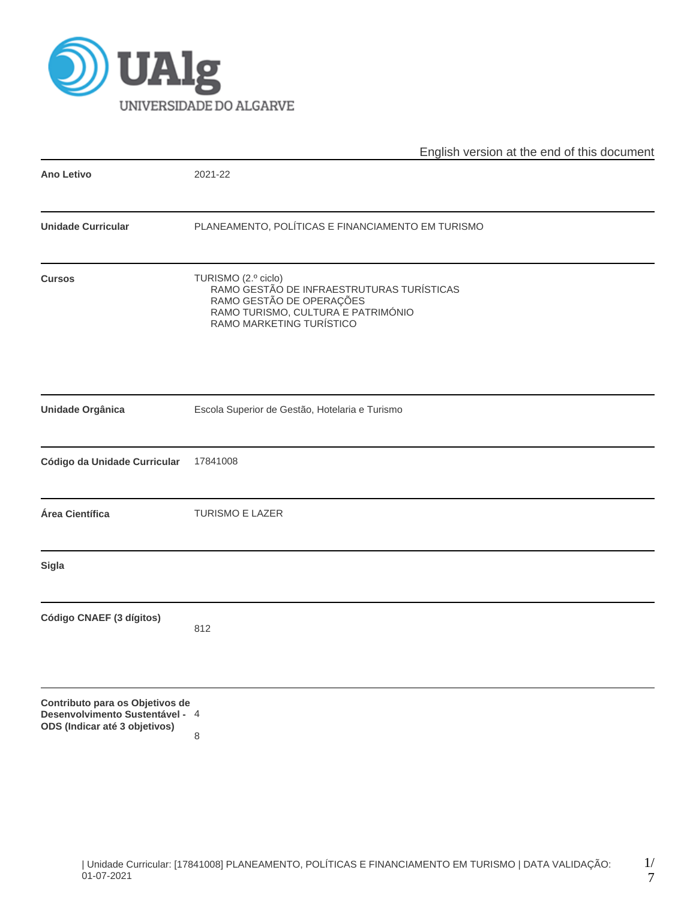English version at the end of this document

| | |
|---|---|
| **Ano Letivo** | 2021-22 |
| **Unidade Curricular** | PLANEAMENTO, POLÍTICAS E FINANCIAMENTO EM TURISMO |
| **Cursos** | TURISMO (2.º ciclo)<br>RAMO GESTÃO DE INFRAESTRUTURAS TURÍSTICAS<br>RAMO GESTÃO DE OPERAÇÕES<br>RAMO TURISMO, CULTURA E PATRIMÓNIO<br>RAMO MARKETING TURÍSTICO |
| **Unidade Orgânica** | Escola Superior de Gestão, Hotelaria e Turismo |
| **Código da Unidade Curricular** | 17841008 |
| **Área Científica** | TURISMO E LAZER |
| **Sigla** | |
| **Código CNAEF (3 dígitos)** | 812 |
| **Contributo para os Objetivos de Desenvolvimento Sustentável - ODS (Indicar até 3 objetivos)** | 4<br>8 |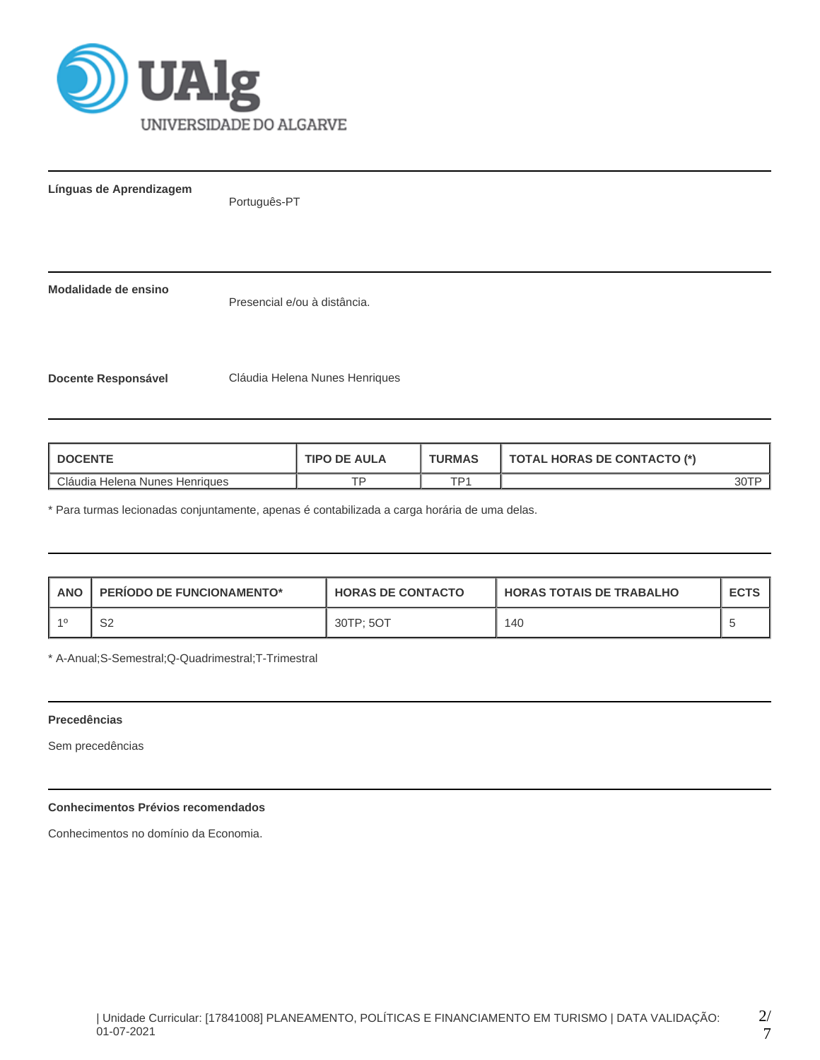**Línguas de Aprendizagem**

Português-PT

**Modalidade de ensino**

Presencial e/ou à distância.

**Docente Responsável**

Cláudia Helena Nunes Henriques

| DOCENTE | TIPO DE AULA | TURMAS | TOTAL HORAS DE CONTACTO (*) |
|---|---|---|---|
| Cláudia Helena Nunes Henriques | TP | TP1 | 30TP |

* Para turmas lecionadas conjuntamente, apenas é contabilizada a carga horária de uma delas.

| ANO | PERÍODO DE FUNCIONAMENTO* | HORAS DE CONTACTO | HORAS TOTAIS DE TRABALHO | ECTS |
|---|---|---|---|---|
| 1º | S2 | 30TP; 5OT | 140 | 5 |

* A-Anual;S-Semestral;Q-Quadrimestral;T-Trimestral

**Precedências**

Sem precedências

**Conhecimentos Prévios recomendados**

Conhecimentos no domínio da Economia.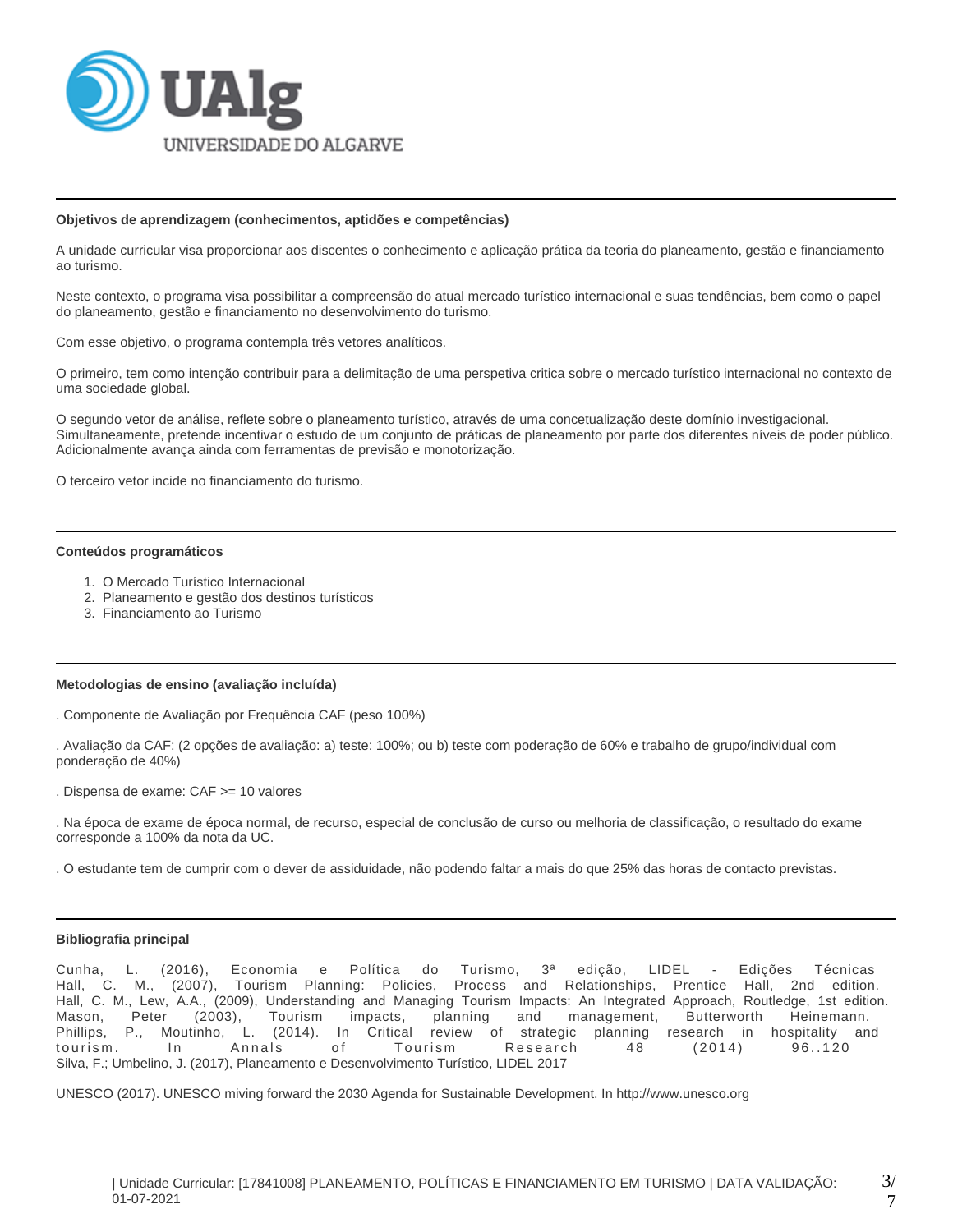### Objetivos de aprendizagem (conhecimentos, aptidões e competências)

A unidade curricular visa proporcionar aos discentes o conhecimento e aplicação prática da teoria do planeamento, gestão e financiamento ao turismo.

Neste contexto, o programa visa possibilitar a compreensão do atual mercado turístico internacional e suas tendências, bem como o papel do planeamento, gestão e financiamento no desenvolvimento do turismo.

Com esse objetivo, o programa contempla três vetores analíticos.

O primeiro, tem como intenção contribuir para a delimitação de uma perspetiva critica sobre o mercado turístico internacional no contexto de uma sociedade global.

O segundo vetor de análise, reflete sobre o planeamento turístico, através de uma concetualização deste domínio investigacional. Simultaneamente, pretende incentivar o estudo de um conjunto de práticas de planeamento por parte dos diferentes níveis de poder público. Adicionalmente avança ainda com ferramentas de previsão e monotorização.

O terceiro vetor incide no financiamento do turismo.

### Conteúdos programáticos

1. O Mercado Turístico Internacional
2. Planeamento e gestão dos destinos turísticos
3. Financiamento ao Turismo

### Metodologias de ensino (avaliação incluída)

. Componente de Avaliação por Frequência CAF (peso 100%)

. Avaliação da CAF: (2 opções de avaliação: a) teste: 100%; ou b) teste com poderação de 60% e trabalho de grupo/individual com ponderação de 40%)

. Dispensa de exame: CAF >= 10 valores

. Na época de exame de época normal, de recurso, especial de conclusão de curso ou melhoria de classificação, o resultado do exame corresponde a 100% da nota da UC.

. O estudante tem de cumprir com o dever de assiduidade, não podendo faltar a mais do que 25% das horas de contacto previstas.

### Bibliografia principal

Cunha, L. (2016), Economia e Política do Turismo, 3ª edição, LIDEL - Edições Técnicas
Hall, C. M., (2007), Tourism Planning: Policies, Process and Relationships, Prentice Hall, 2nd edition.
Hall, C. M., Lew, A.A., (2009), Understanding and Managing Tourism Impacts: An Integrated Approach, Routledge, 1st edition.
Mason, Peter (2003), Tourism impacts, planning and management, Butterworth Heinemann.
Phillips, P., Moutinho, L. (2014). In Critical review of strategic planning research in hospitality and tourism. In Annals of Tourism Research 48 (2014) 96..120
Silva, F.; Umbelino, J. (2017), Planeamento e Desenvolvimento Turístico, LIDEL 2017

UNESCO (2017). UNESCO miving forward the 2030 Agenda for Sustainable Development. In http://www.unesco.org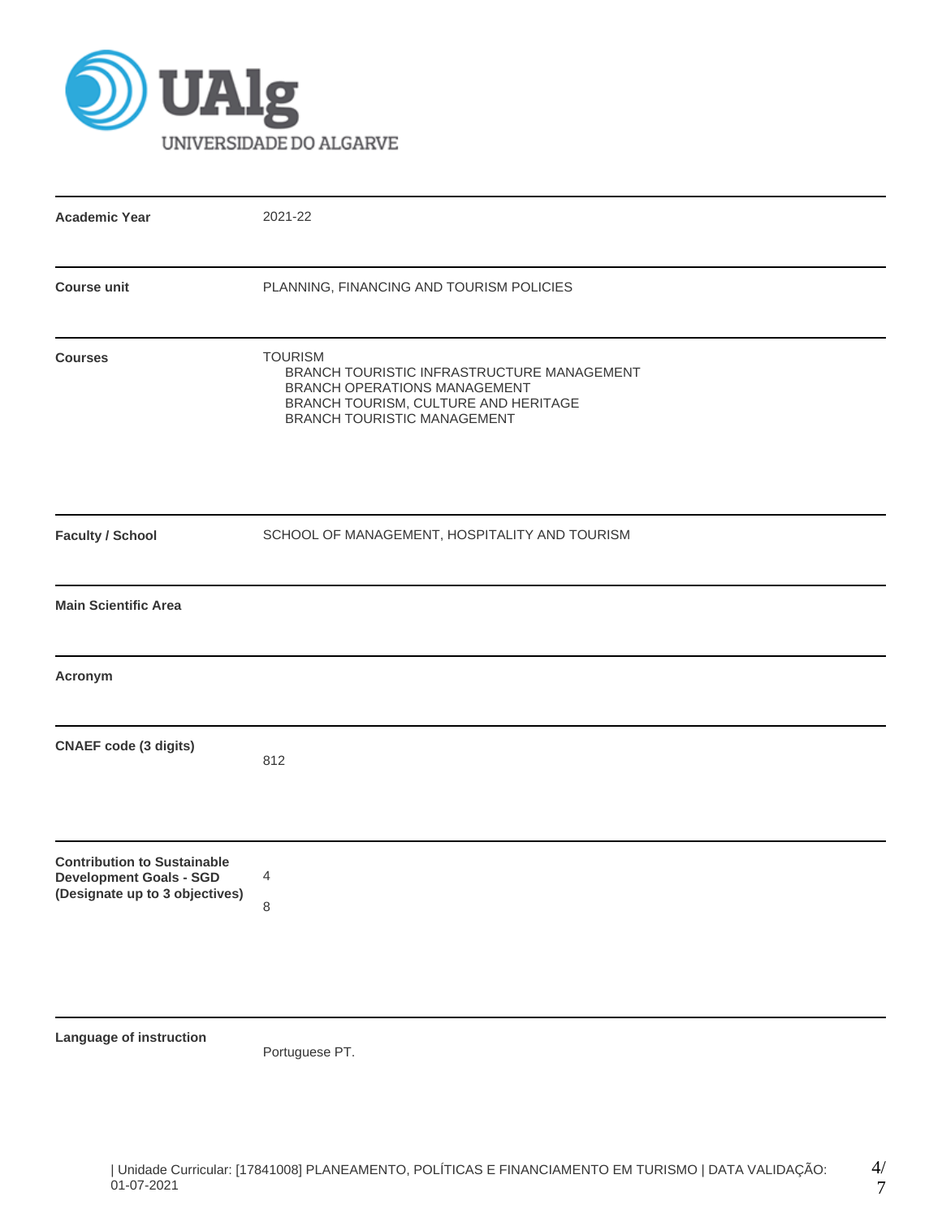UNIVERSIDADE DO ALGARVE

| | |
|---|---|
| **Academic Year** | 2021-22 |
| **Course unit** | PLANNING, FINANCING AND TOURISM POLICIES |
| **Courses** | TOURISM<br>BRANCH TOURISTIC INFRASTRUCTURE MANAGEMENT<br>BRANCH OPERATIONS MANAGEMENT<br>BRANCH TOURISM, CULTURE AND HERITAGE<br>BRANCH TOURISTIC MANAGEMENT |
| **Faculty / School** | SCHOOL OF MANAGEMENT, HOSPITALITY AND TOURISM |
| **Main Scientific Area** | |
| **Acronym** | |
| **CNAEF code (3 digits)** | 812 |
| **Contribution to Sustainable Development Goals - SGD (Designate up to 3 objectives)** | 4<br>8 |
| **Language of instruction** | Portuguese PT. |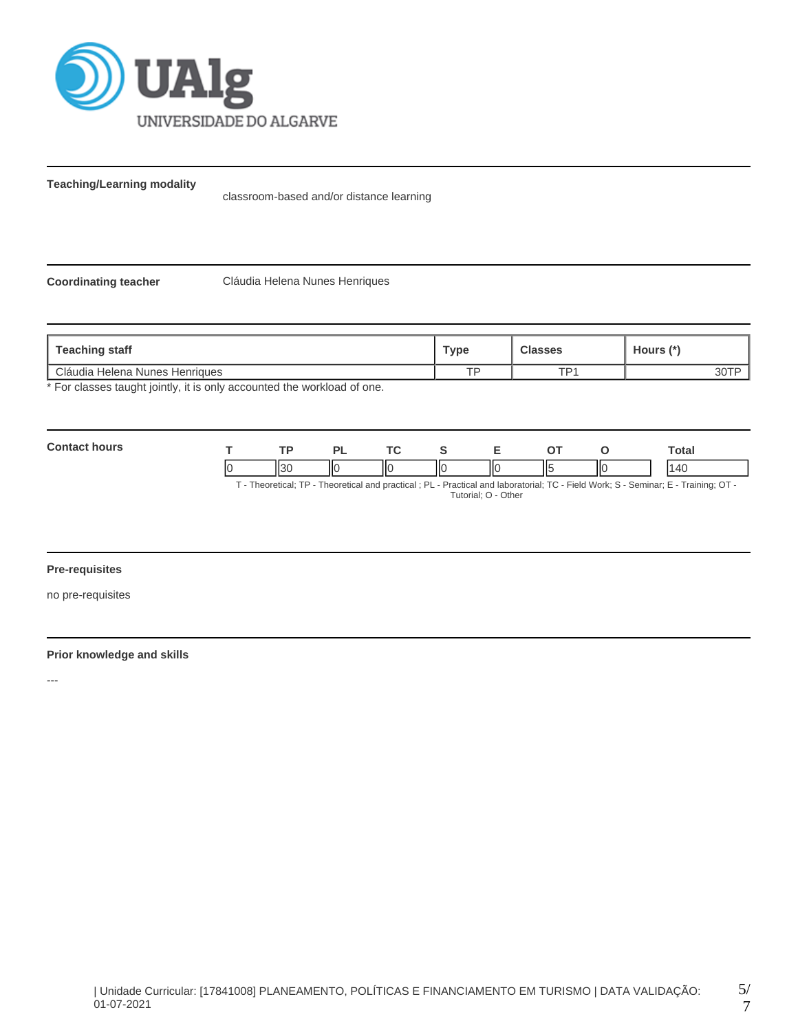**Teaching/Learning modality**

classroom-based and/or distance learning

**Coordinating teacher**

Cláudia Helena Nunes Henriques

| Teaching staff | Type | Classes | Hours (*) |
|---|---|---|---|
| Cláudia Helena Nunes Henriques | TP | TP1 | 30TP |

* For classes taught jointly, it is only accounted the workload of one.

**Contact hours**

| T | TP | PL | TC | S | E | OT | O | Total |
|---|---|---|---|---|---|---|---|---|
| 0 | 30 | 0 | 0 | 0 | 0 | 5 | 0 | 140 |

T - Theoretical; TP - Theoretical and practical ; PL - Practical and laboratorial; TC - Field Work; S - Seminar; E - Training; OT - Tutorial; O - Other

**Pre-requisites**

no pre-requisites

**Prior knowledge and skills**

---

| Unidade Curricular: [17841008] PLANEAMENTO, POLÍTICAS E FINANCIAMENTO EM TURISMO | DATA VALIDAÇÃO: 01-07-2021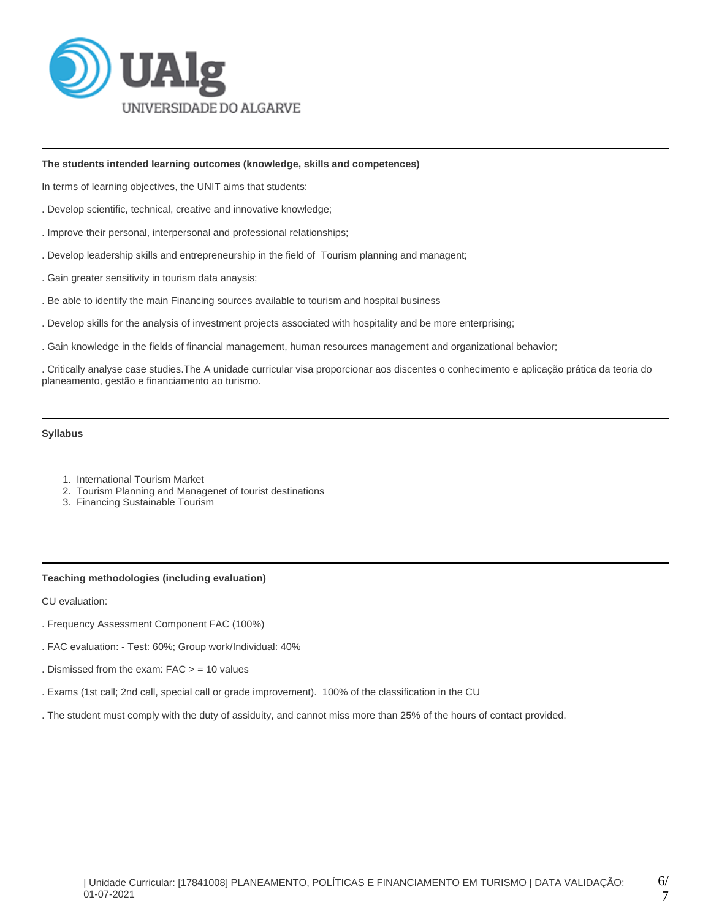### The students intended learning outcomes (knowledge, skills and competences)

In terms of learning objectives, the UNIT aims that students:

. Develop scientific, technical, creative and innovative knowledge;

. Improve their personal, interpersonal and professional relationships;

. Develop leadership skills and entrepreneurship in the field of Tourism planning and managent;

. Gain greater sensitivity in tourism data anaysis;

. Be able to identify the main Financing sources available to tourism and hospital business

. Develop skills for the analysis of investment projects associated with hospitality and be more enterprising;

. Gain knowledge in the fields of financial management, human resources management and organizational behavior;

. Critically analyse case studies.The A unidade curricular visa proporcionar aos discentes o conhecimento e aplicação prática da teoria do planeamento, gestão e financiamento ao turismo.

### Syllabus

1. International Tourism Market
2. Tourism Planning and Managenet of tourist destinations
3. Financing Sustainable Tourism

### Teaching methodologies (including evaluation)

CU evaluation:

. Frequency Assessment Component FAC (100%)

. FAC evaluation: - Test: 60%; Group work/Individual: 40%

. Dismissed from the exam: FAC > = 10 values

. Exams (1st call; 2nd call, special call or grade improvement). 100% of the classification in the CU

. The student must comply with the duty of assiduity, and cannot miss more than 25% of the hours of contact provided.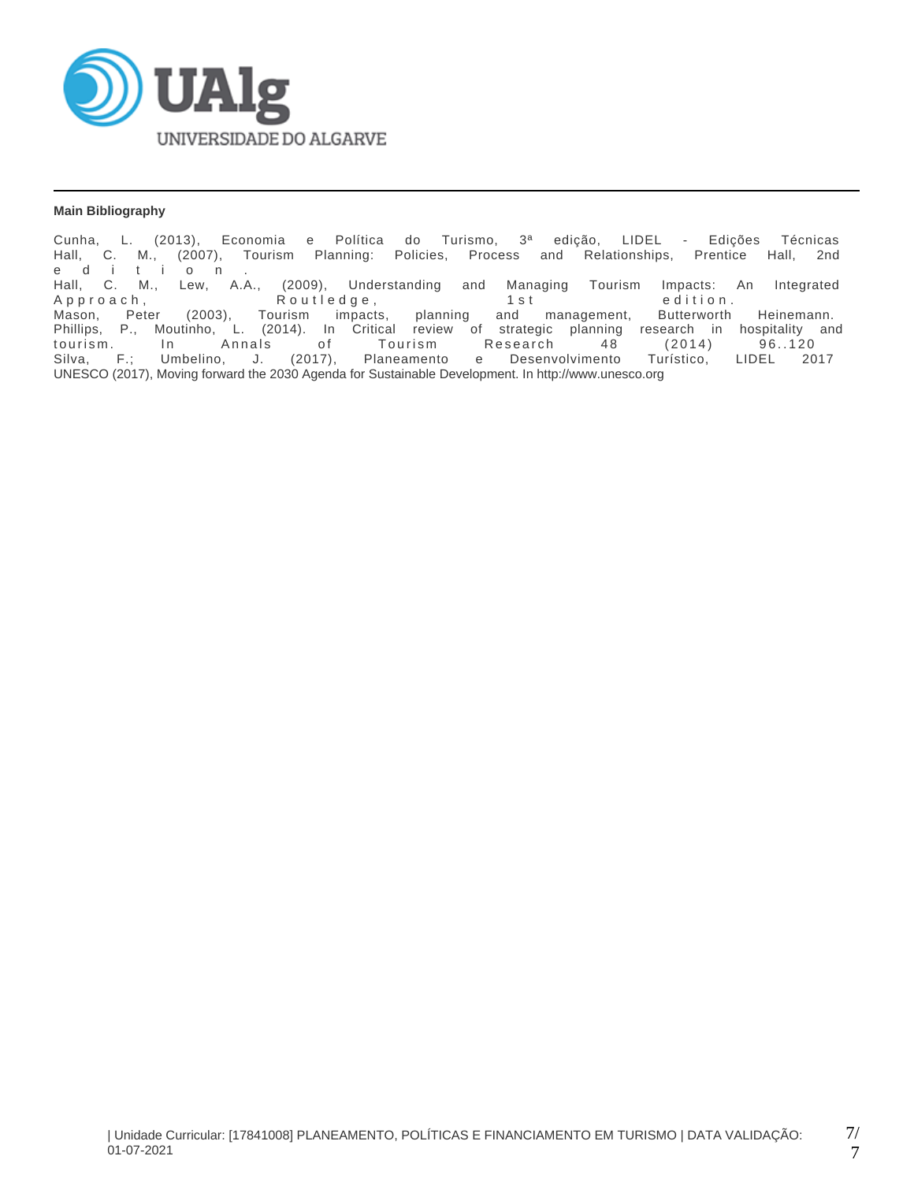**Main Bibliography**

Cunha, L. (2013), Economia e Política do Turismo, 3ª edição, LIDEL - Edições Técnicas
Hall, C. M., (2007), Tourism Planning: Policies, Process and Relationships, Prentice Hall, 2nd edition.
Hall, C. M., Lew, A.A., (2009), Understanding and Managing Tourism Impacts: An Integrated Approach, Routledge, 1st edition.
Mason, Peter (2003), Tourism impacts, planning and management, Butterworth Heinemann.
Phillips, P., Moutinho, L. (2014). In Critical review of strategic planning research in hospitality and tourism. In Annals of Tourism Research 48 (2014) 96..120
Silva, F.; Umbelino, J. (2017), Planeamento e Desenvolvimento Turístico, LIDEL 2017
UNESCO (2017), Moving forward the 2030 Agenda for Sustainable Development. In http://www.unesco.org